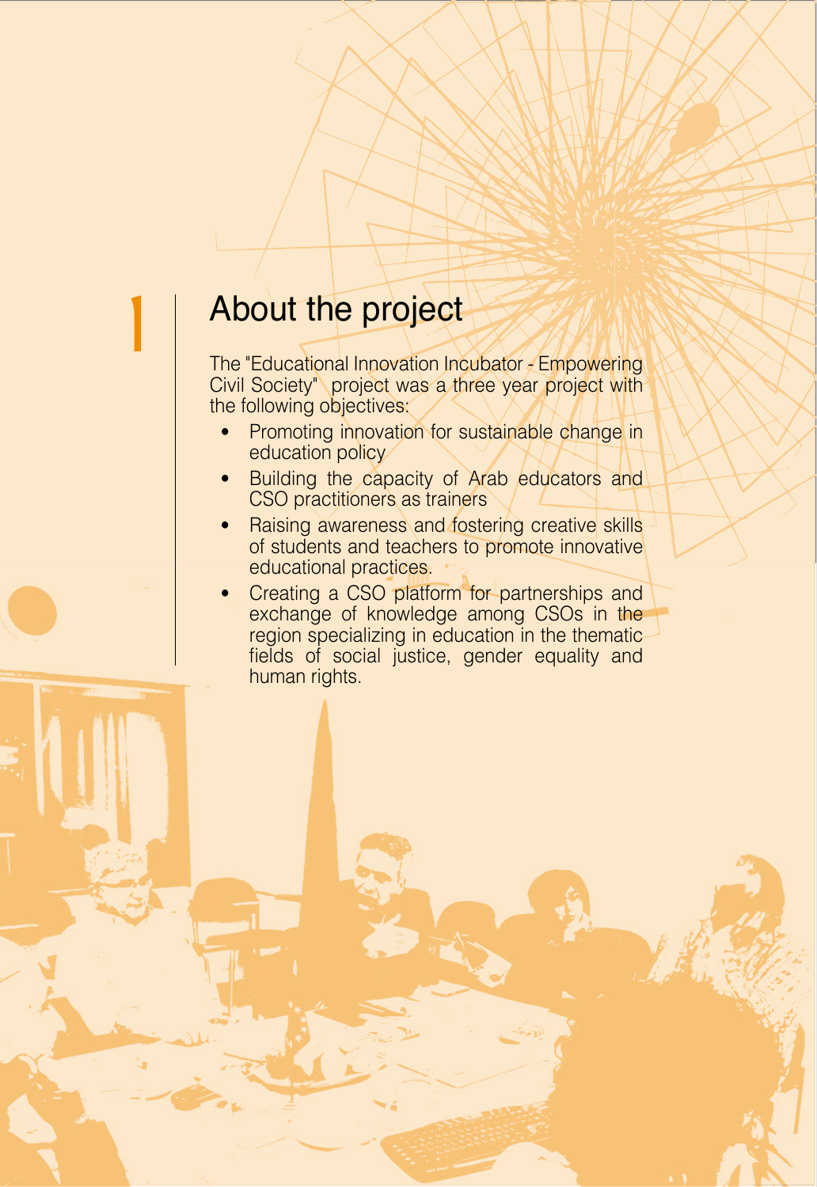# 1 About the project

The "Educational Innovation Incubator - Empowering Civil Society"  project was a three year project with the following objectives:

- Promoting innovation for sustainable change in education policy
- Building the capacity of Arab educators and CSO practitioners as trainers
- Raising awareness and fostering creative skills of students and teachers to promote innovative educational practices.
- Creating a CSO platform for partnerships and exchange of knowledge among CSOs in the region specializing in education in the thematic fields of social justice, gender equality and human rights.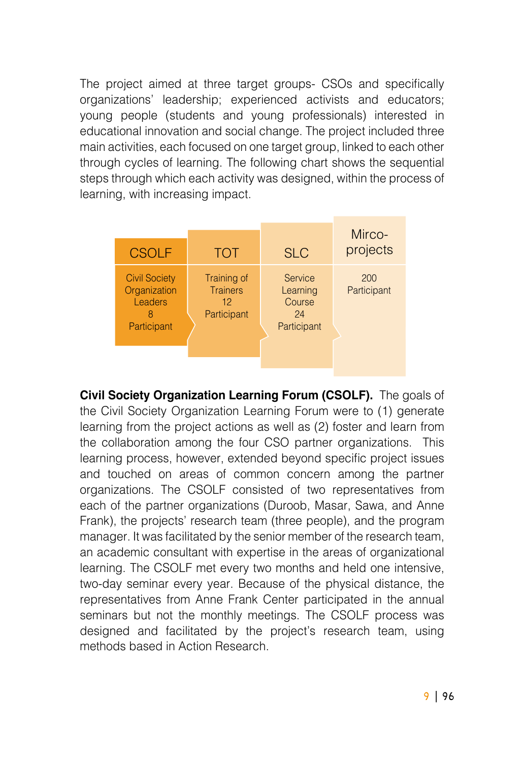The project aimed at three target groups- CSOs and specifically organizations' leadership; experienced activists and educators; young people (students and young professionals) interested in educational innovation and social change. The project included three main activities, each focused on one target group, linked to each other through cycles of learning. The following chart shows the sequential steps through which each activity was designed, within the process of learning, with increasing impact.

| CSOLF | TOT | SLC | Mirco-projects |
|---|---|---|---|
| Civil Society Organization Leaders 8 Participant | Training of Trainers 12 Participant | Service Learning Course 24 Participant | 200 Participant |

**Civil Society Organization Learning Forum (CSOLF).** The goals of the Civil Society Organization Learning Forum were to (1) generate learning from the project actions as well as (2) foster and learn from the collaboration among the four CSO partner organizations. This learning process, however, extended beyond specific project issues and touched on areas of common concern among the partner organizations. The CSOLF consisted of two representatives from each of the partner organizations (Duroob, Masar, Sawa, and Anne Frank), the projects' research team (three people), and the program manager. It was facilitated by the senior member of the research team, an academic consultant with expertise in the areas of organizational learning. The CSOLF met every two months and held one intensive, two-day seminar every year. Because of the physical distance, the representatives from Anne Frank Center participated in the annual seminars but not the monthly meetings. The CSOLF process was designed and facilitated by the project's research team, using methods based in Action Research.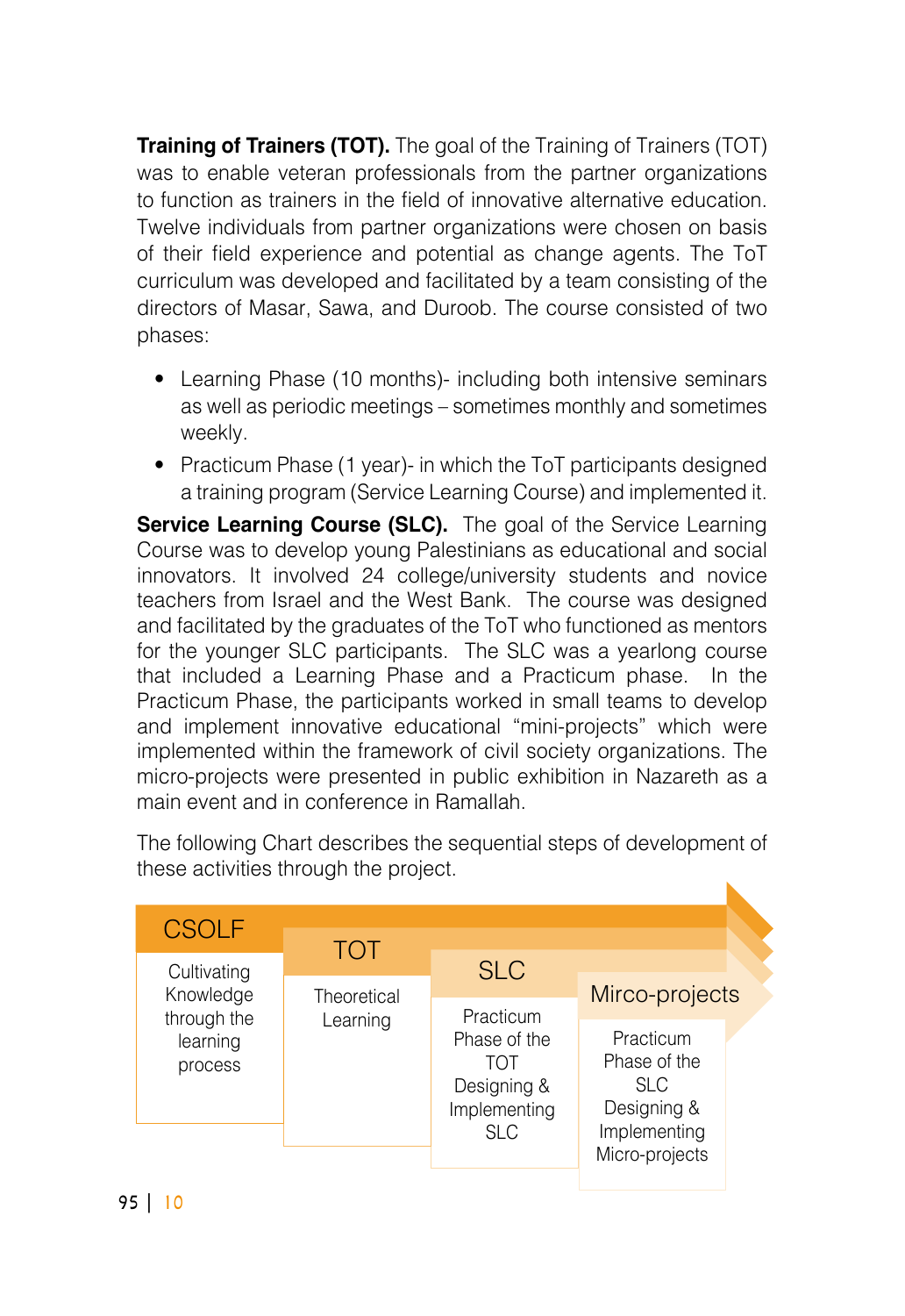**Training of Trainers (TOT).** The goal of the Training of Trainers (TOT) was to enable veteran professionals from the partner organizations to function as trainers in the field of innovative alternative education. Twelve individuals from partner organizations were chosen on basis of their field experience and potential as change agents. The ToT curriculum was developed and facilitated by a team consisting of the directors of Masar, Sawa, and Duroob. The course consisted of two phases:

- Learning Phase (10 months)- including both intensive seminars as well as periodic meetings – sometimes monthly and sometimes weekly.
- Practicum Phase (1 year)- in which the ToT participants designed a training program (Service Learning Course) and implemented it.

**Service Learning Course (SLC).** The goal of the Service Learning Course was to develop young Palestinians as educational and social innovators. It involved 24 college/university students and novice teachers from Israel and the West Bank. The course was designed and facilitated by the graduates of the ToT who functioned as mentors for the younger SLC participants. The SLC was a yearlong course that included a Learning Phase and a Practicum phase. In the Practicum Phase, the participants worked in small teams to develop and implement innovative educational "mini-projects" which were implemented within the framework of civil society organizations. The micro-projects were presented in public exhibition in Nazareth as a main event and in conference in Ramallah.

The following Chart describes the sequential steps of development of these activities through the project.

| CSOLF | TOT | SLC | Mirco-projects |
|---|---|---|---|
| Cultivating Knowledge through the learning process | Theoretical Learning | Practicum Phase of the TOT Designing & Implementing SLC | Practicum Phase of the SLC Designing & Implementing Micro-projects |